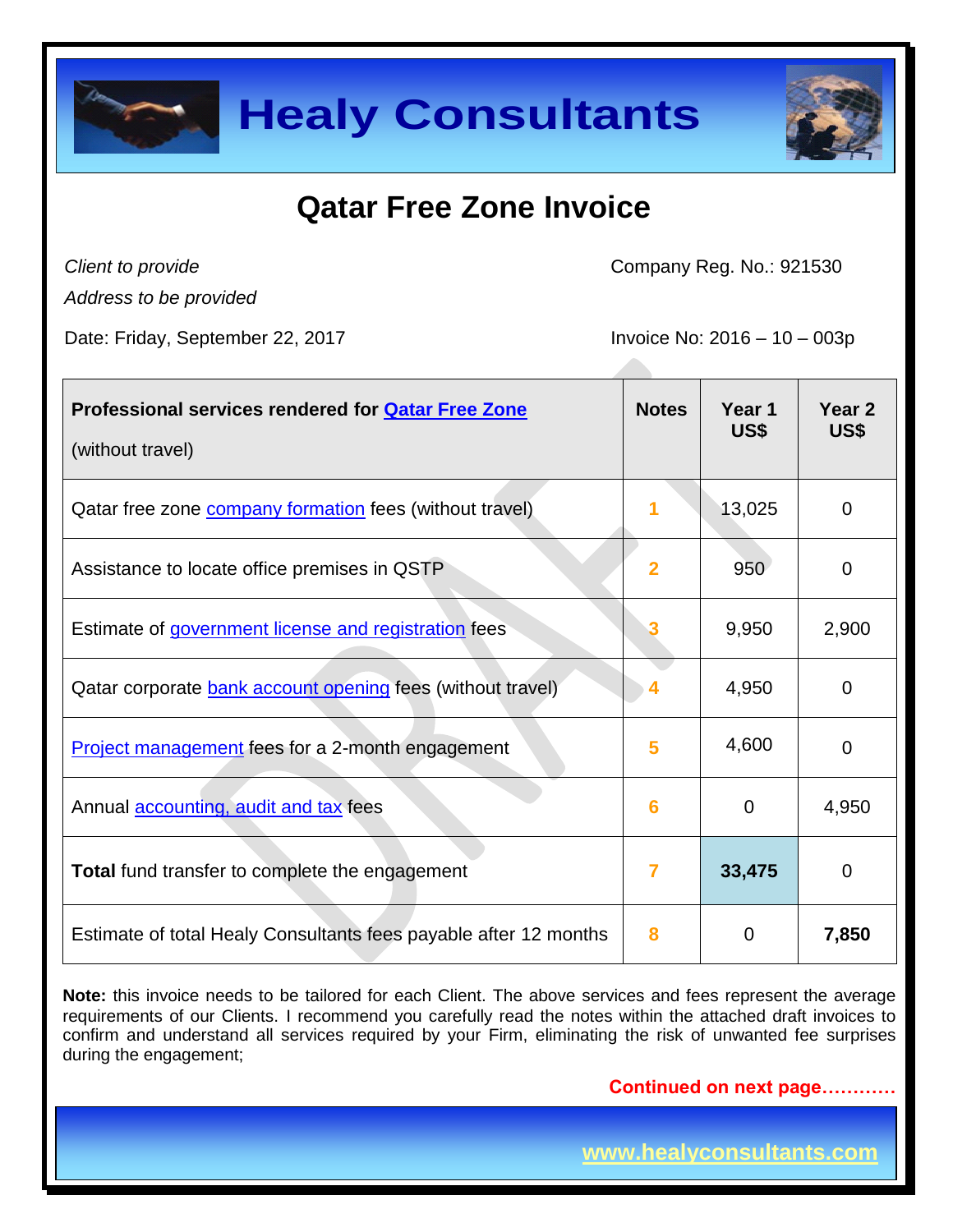# Healy Consultants

## Qatar Free Zone Invoice

*Client to provide*
*Address to be provided*

Company Reg. No.: 921530

Date: Friday, September 22, 2017

Invoice No: 2016 – 10 – 003p

| **Professional services rendered for Qatar Free Zone** (without travel) | **Notes** | **Year 1 US$** | **Year 2 US$** |
|---|---|---|---|
| Qatar free zone company formation fees (without travel) | 1 | 13,025 | 0 |
| Assistance to locate office premises in QSTP | 2 | 950 | 0 |
| Estimate of government license and registration fees | 3 | 9,950 | 2,900 |
| Qatar corporate bank account opening fees (without travel) | 4 | 4,950 | 0 |
| Project management fees for a 2-month engagement | 5 | 4,600 | 0 |
| Annual accounting, audit and tax fees | 6 | 0 | 4,950 |
| **Total** fund transfer to complete the engagement | 7 | **33,475** | 0 |
| Estimate of total Healy Consultants fees payable after 12 months | 8 | 0 | **7,850** |

**Note:** this invoice needs to be tailored for each Client. The above services and fees represent the average requirements of our Clients. I recommend you carefully read the notes within the attached draft invoices to confirm and understand all services required by your Firm, eliminating the risk of unwanted fee surprises during the engagement;

**Continued on next page…………**

www.healyconsultants.com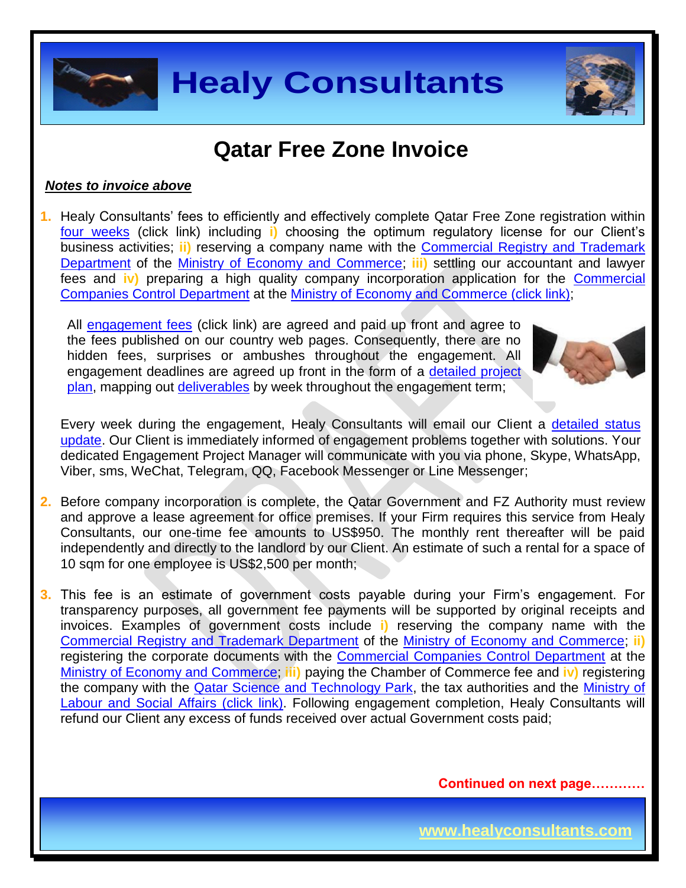# Qatar Free Zone Invoice

***Notes to invoice above***

1. Healy Consultants' fees to efficiently and effectively complete Qatar Free Zone registration within four weeks (click link) including **i)** choosing the optimum regulatory license for our Client's business activities; **ii)** reserving a company name with the Commercial Registry and Trademark Department of the Ministry of Economy and Commerce; **iii)** settling our accountant and lawyer fees and **iv)** preparing a high quality company incorporation application for the Commercial Companies Control Department at the Ministry of Economy and Commerce (click link);

   All engagement fees (click link) are agreed and paid up front and agree to the fees published on our country web pages. Consequently, there are no hidden fees, surprises or ambushes throughout the engagement. All engagement deadlines are agreed up front in the form of a detailed project plan, mapping out deliverables by week throughout the engagement term;

   Every week during the engagement, Healy Consultants will email our Client a detailed status update. Our Client is immediately informed of engagement problems together with solutions. Your dedicated Engagement Project Manager will communicate with you via phone, Skype, WhatsApp, Viber, sms, WeChat, Telegram, QQ, Facebook Messenger or Line Messenger;

2. Before company incorporation is complete, the Qatar Government and FZ Authority must review and approve a lease agreement for office premises. If your Firm requires this service from Healy Consultants, our one-time fee amounts to US$950. The monthly rent thereafter will be paid independently and directly to the landlord by our Client. An estimate of such a rental for a space of 10 sqm for one employee is US$2,500 per month;

3. This fee is an estimate of government costs payable during your Firm's engagement. For transparency purposes, all government fee payments will be supported by original receipts and invoices. Examples of government costs include **i)** reserving the company name with the Commercial Registry and Trademark Department of the Ministry of Economy and Commerce; **ii)** registering the corporate documents with the Commercial Companies Control Department at the Ministry of Economy and Commerce; **iii)** paying the Chamber of Commerce fee and **iv)** registering the company with the Qatar Science and Technology Park, the tax authorities and the Ministry of Labour and Social Affairs (click link). Following engagement completion, Healy Consultants will refund our Client any excess of funds received over actual Government costs paid;

**Continued on next page…………**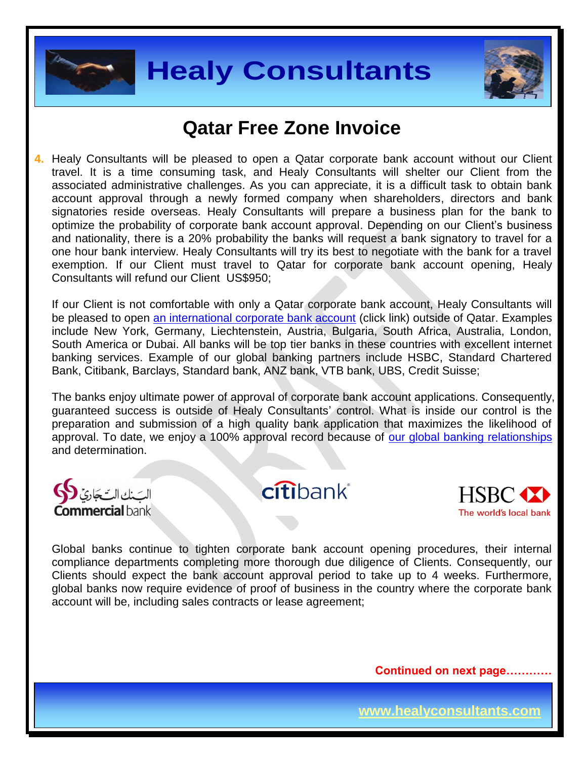# Qatar Free Zone Invoice

4. Healy Consultants will be pleased to open a Qatar corporate bank account without our Client travel. It is a time consuming task, and Healy Consultants will shelter our Client from the associated administrative challenges. As you can appreciate, it is a difficult task to obtain bank account approval through a newly formed company when shareholders, directors and bank signatories reside overseas. Healy Consultants will prepare a business plan for the bank to optimize the probability of corporate bank account approval. Depending on our Client's business and nationality, there is a 20% probability the banks will request a bank signatory to travel for a one hour bank interview. Healy Consultants will try its best to negotiate with the bank for a travel exemption. If our Client must travel to Qatar for corporate bank account opening, Healy Consultants will refund our Client US$950;

   If our Client is not comfortable with only a Qatar corporate bank account, Healy Consultants will be pleased to open [an international corporate bank account] (click link) outside of Qatar. Examples include New York, Germany, Liechtenstein, Austria, Bulgaria, South Africa, Australia, London, South America or Dubai. All banks will be top tier banks in these countries with excellent internet banking services. Example of our global banking partners include HSBC, Standard Chartered Bank, Citibank, Barclays, Standard bank, ANZ bank, VTB bank, UBS, Credit Suisse;

   The banks enjoy ultimate power of approval of corporate bank account applications. Consequently, guaranteed success is outside of Healy Consultants' control. What is inside our control is the preparation and submission of a high quality bank application that maximizes the likelihood of approval. To date, we enjoy a 100% approval record because of [our global banking relationships] and determination.

   البنك التجاري Commercial bank — citibank — HSBC The world's local bank

   Global banks continue to tighten corporate bank account opening procedures, their internal compliance departments completing more thorough due diligence of Clients. Consequently, our Clients should expect the bank account approval period to take up to 4 weeks. Furthermore, global banks now require evidence of proof of business in the country where the corporate bank account will be, including sales contracts or lease agreement;

**Continued on next page…………**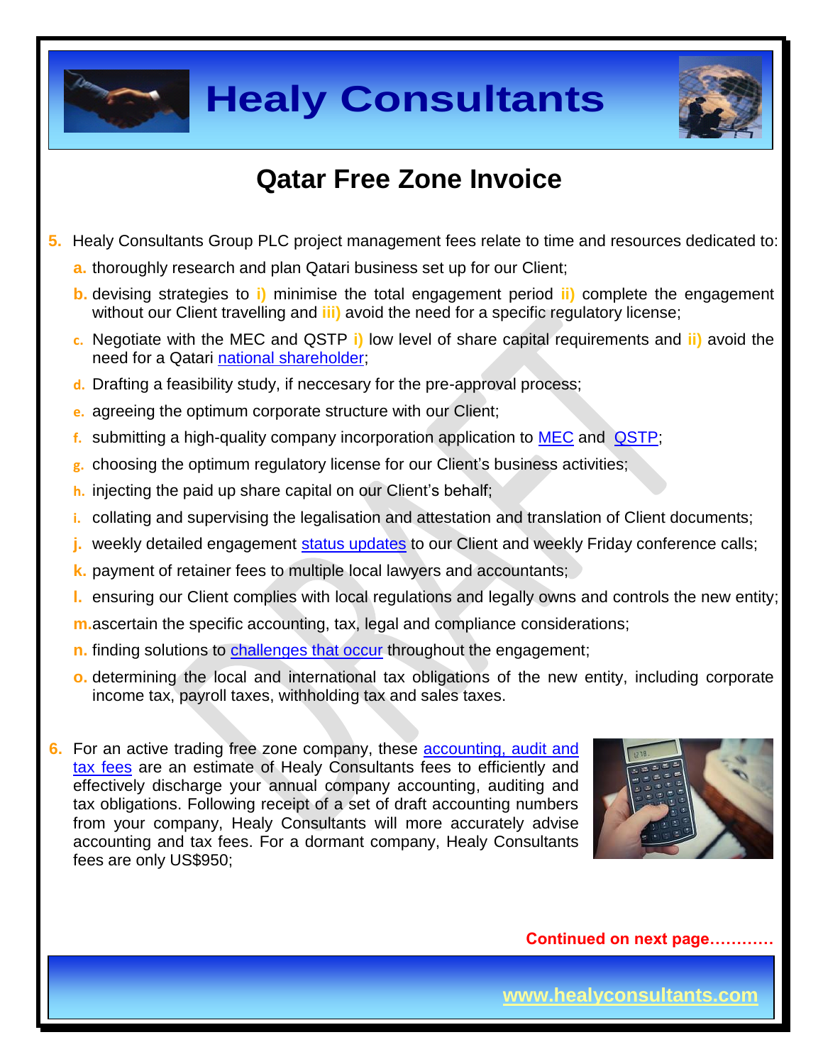# Qatar Free Zone Invoice

5. Healy Consultants Group PLC project management fees relate to time and resources dedicated to:
   a. thoroughly research and plan Qatari business set up for our Client;
   b. devising strategies to i) minimise the total engagement period ii) complete the engagement without our Client travelling and iii) avoid the need for a specific regulatory license;
   c. Negotiate with the MEC and QSTP i) low level of share capital requirements and ii) avoid the need for a Qatari national shareholder;
   d. Drafting a feasibility study, if neccesary for the pre-approval process;
   e. agreeing the optimum corporate structure with our Client;
   f. submitting a high-quality company incorporation application to MEC and QSTP;
   g. choosing the optimum regulatory license for our Client's business activities;
   h. injecting the paid up share capital on our Client's behalf;
   i. collating and supervising the legalisation and attestation and translation of Client documents;
   j. weekly detailed engagement status updates to our Client and weekly Friday conference calls;
   k. payment of retainer fees to multiple local lawyers and accountants;
   l. ensuring our Client complies with local regulations and legally owns and controls the new entity;
   m. ascertain the specific accounting, tax, legal and compliance considerations;
   n. finding solutions to challenges that occur throughout the engagement;
   o. determining the local and international tax obligations of the new entity, including corporate income tax, payroll taxes, withholding tax and sales taxes.

6. For an active trading free zone company, these accounting, audit and tax fees are an estimate of Healy Consultants fees to efficiently and effectively discharge your annual company accounting, auditing and tax obligations. Following receipt of a set of draft accounting numbers from your company, Healy Consultants will more accurately advise accounting and tax fees. For a dormant company, Healy Consultants fees are only US$950;

**Continued on next page…………**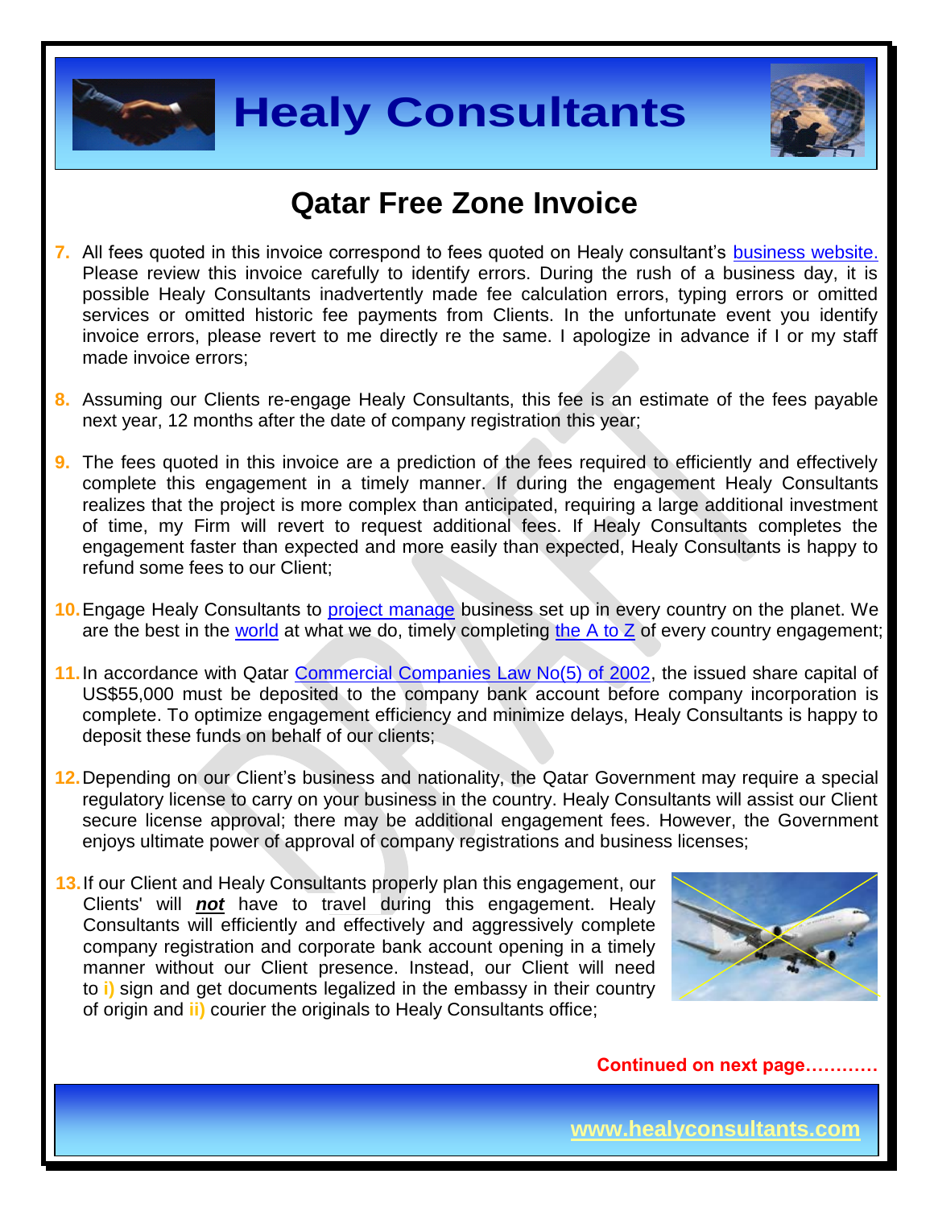# Qatar Free Zone Invoice

7. All fees quoted in this invoice correspond to fees quoted on Healy consultant's business website. Please review this invoice carefully to identify errors. During the rush of a business day, it is possible Healy Consultants inadvertently made fee calculation errors, typing errors or omitted services or omitted historic fee payments from Clients. In the unfortunate event you identify invoice errors, please revert to me directly re the same. I apologize in advance if I or my staff made invoice errors;

8. Assuming our Clients re-engage Healy Consultants, this fee is an estimate of the fees payable next year, 12 months after the date of company registration this year;

9. The fees quoted in this invoice are a prediction of the fees required to efficiently and effectively complete this engagement in a timely manner. If during the engagement Healy Consultants realizes that the project is more complex than anticipated, requiring a large additional investment of time, my Firm will revert to request additional fees. If Healy Consultants completes the engagement faster than expected and more easily than expected, Healy Consultants is happy to refund some fees to our Client;

10. Engage Healy Consultants to project manage business set up in every country on the planet. We are the best in the world at what we do, timely completing the A to Z of every country engagement;

11. In accordance with Qatar Commercial Companies Law No(5) of 2002, the issued share capital of US$55,000 must be deposited to the company bank account before company incorporation is complete. To optimize engagement efficiency and minimize delays, Healy Consultants is happy to deposit these funds on behalf of our clients;

12. Depending on our Client's business and nationality, the Qatar Government may require a special regulatory license to carry on your business in the country. Healy Consultants will assist our Client secure license approval; there may be additional engagement fees. However, the Government enjoys ultimate power of approval of company registrations and business licenses;

13. If our Client and Healy Consultants properly plan this engagement, our Clients' will ***not*** have to travel during this engagement. Healy Consultants will efficiently and effectively and aggressively complete company registration and corporate bank account opening in a timely manner without our Client presence. Instead, our Client will need to **i)** sign and get documents legalized in the embassy in their country of origin and **ii)** courier the originals to Healy Consultants office;

**Continued on next page…………**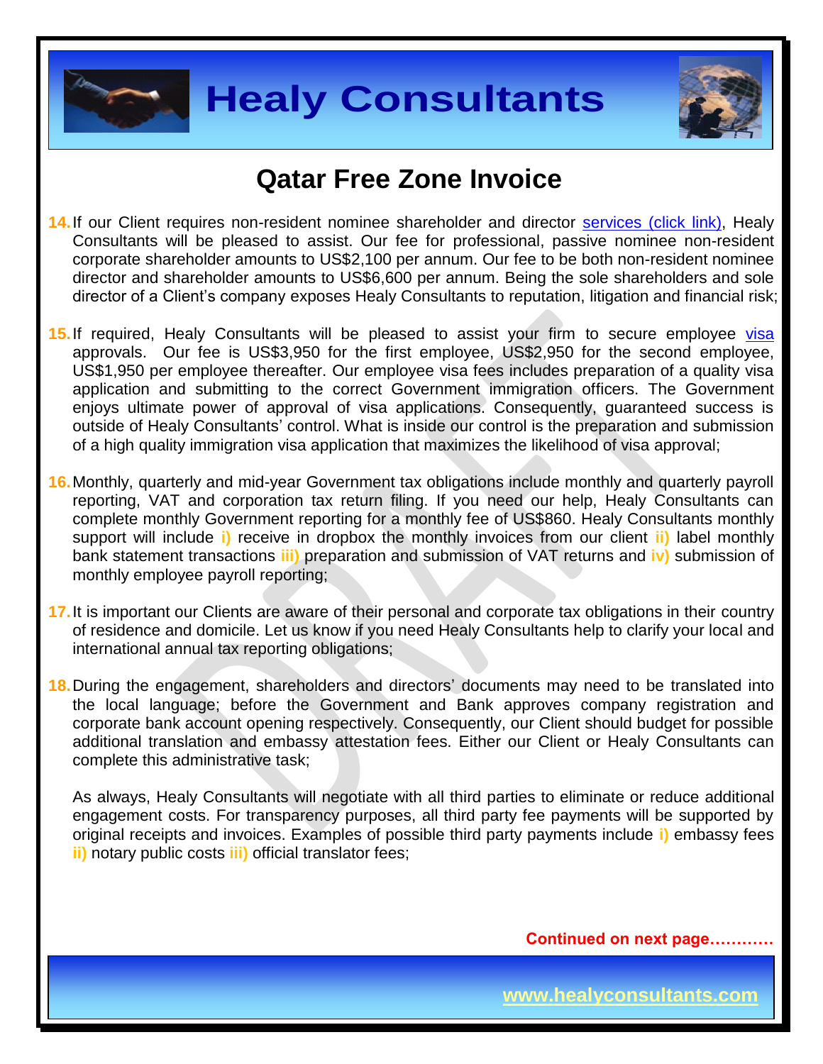## Qatar Free Zone Invoice

14. If our Client requires non-resident nominee shareholder and director services (click link), Healy Consultants will be pleased to assist. Our fee for professional, passive nominee non-resident corporate shareholder amounts to US$2,100 per annum. Our fee to be both non-resident nominee director and shareholder amounts to US$6,600 per annum. Being the sole shareholders and sole director of a Client's company exposes Healy Consultants to reputation, litigation and financial risk;

15. If required, Healy Consultants will be pleased to assist your firm to secure employee visa approvals. Our fee is US$3,950 for the first employee, US$2,950 for the second employee, US$1,950 per employee thereafter. Our employee visa fees includes preparation of a quality visa application and submitting to the correct Government immigration officers. The Government enjoys ultimate power of approval of visa applications. Consequently, guaranteed success is outside of Healy Consultants' control. What is inside our control is the preparation and submission of a high quality immigration visa application that maximizes the likelihood of visa approval;

16. Monthly, quarterly and mid-year Government tax obligations include monthly and quarterly payroll reporting, VAT and corporation tax return filing. If you need our help, Healy Consultants can complete monthly Government reporting for a monthly fee of US$860. Healy Consultants monthly support will include **i)** receive in dropbox the monthly invoices from our client **ii)** label monthly bank statement transactions **iii)** preparation and submission of VAT returns and **iv)** submission of monthly employee payroll reporting;

17. It is important our Clients are aware of their personal and corporate tax obligations in their country of residence and domicile. Let us know if you need Healy Consultants help to clarify your local and international annual tax reporting obligations;

18. During the engagement, shareholders and directors' documents may need to be translated into the local language; before the Government and Bank approves company registration and corporate bank account opening respectively. Consequently, our Client should budget for possible additional translation and embassy attestation fees. Either our Client or Healy Consultants can complete this administrative task;

    As always, Healy Consultants will negotiate with all third parties to eliminate or reduce additional engagement costs. For transparency purposes, all third party fee payments will be supported by original receipts and invoices. Examples of possible third party payments include **i)** embassy fees **ii)** notary public costs **iii)** official translator fees;

**Continued on next page…………**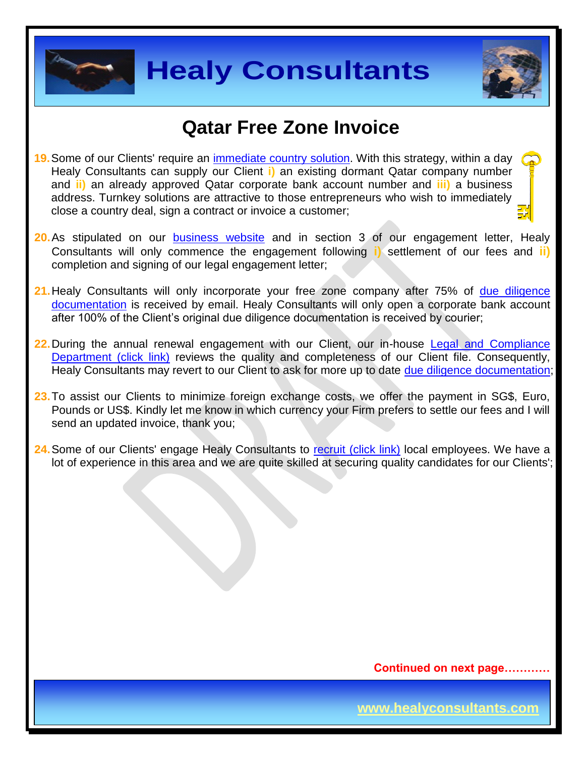# Qatar Free Zone Invoice

19. Some of our Clients' require an immediate country solution. With this strategy, within a day Healy Consultants can supply our Client **i)** an existing dormant Qatar company number and **ii)** an already approved Qatar corporate bank account number and **iii)** a business address. Turnkey solutions are attractive to those entrepreneurs who wish to immediately close a country deal, sign a contract or invoice a customer;

20. As stipulated on our business website and in section 3 of our engagement letter, Healy Consultants will only commence the engagement following **i)** settlement of our fees and **ii)** completion and signing of our legal engagement letter;

21. Healy Consultants will only incorporate your free zone company after 75% of due diligence documentation is received by email. Healy Consultants will only open a corporate bank account after 100% of the Client's original due diligence documentation is received by courier;

22. During the annual renewal engagement with our Client, our in-house Legal and Compliance Department (click link) reviews the quality and completeness of our Client file. Consequently, Healy Consultants may revert to our Client to ask for more up to date due diligence documentation;

23. To assist our Clients to minimize foreign exchange costs, we offer the payment in SG$, Euro, Pounds or US$. Kindly let me know in which currency your Firm prefers to settle our fees and I will send an updated invoice, thank you;

24. Some of our Clients' engage Healy Consultants to recruit (click link) local employees. We have a lot of experience in this area and we are quite skilled at securing quality candidates for our Clients';

**Continued on next page…………**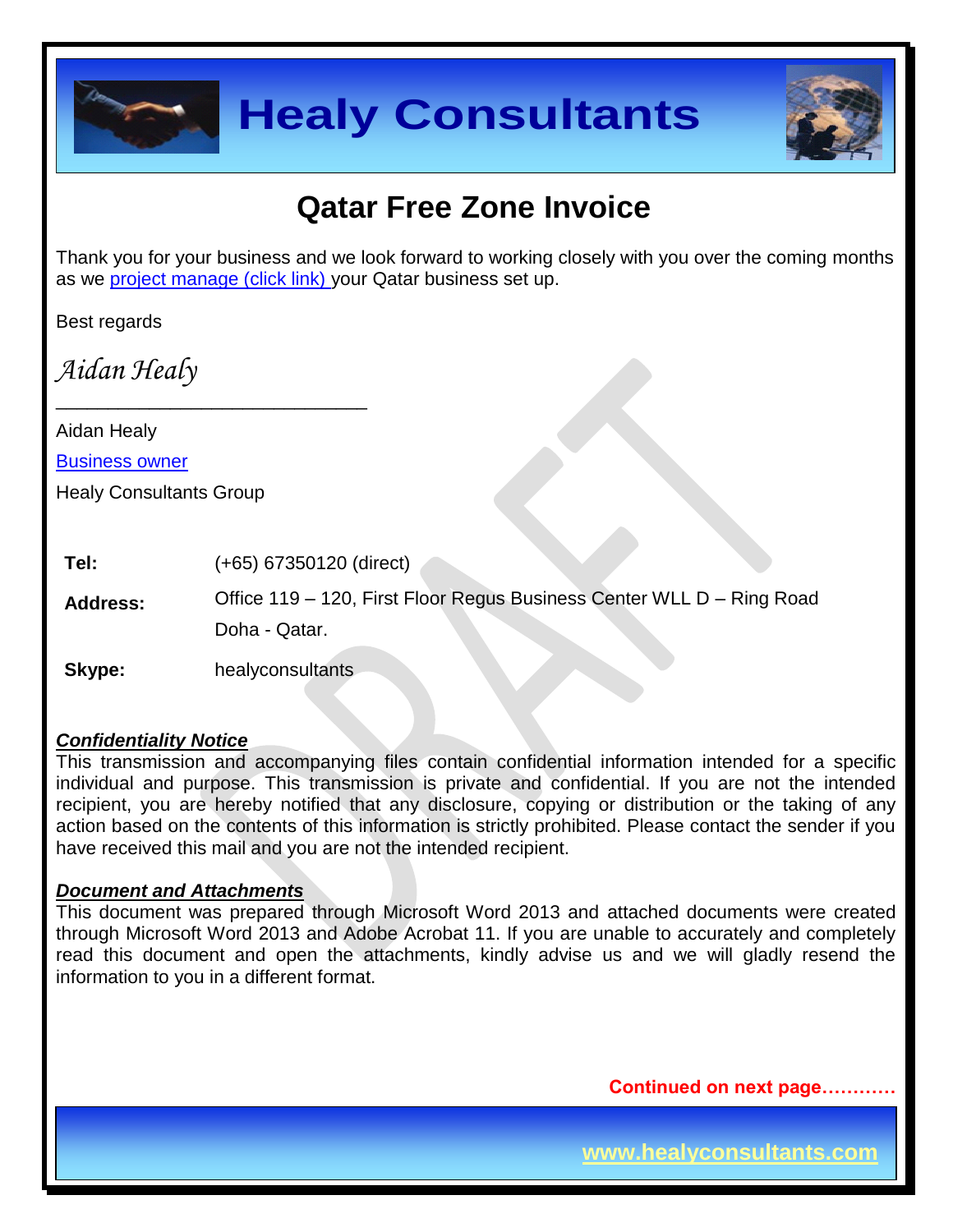# Healy Consultants

## Qatar Free Zone Invoice

Thank you for your business and we look forward to working closely with you over the coming months as we project manage (click link) your Qatar business set up.

Best regards

*Aidan Healy*

\_\_\_\_\_\_\_\_\_\_\_\_\_\_\_\_\_\_\_\_\_\_\_\_\_\_\_\_\_\_

Aidan Healy

Business owner

Healy Consultants Group

| | |
|---|---|
| **Tel:** | (+65) 67350120 (direct) |
| **Address:** | Office 119 – 120, First Floor Regus Business Center WLL D – Ring Road Doha - Qatar. |
| **Skype:** | healyconsultants |

***Confidentiality Notice***

This transmission and accompanying files contain confidential information intended for a specific individual and purpose. This transmission is private and confidential. If you are not the intended recipient, you are hereby notified that any disclosure, copying or distribution or the taking of any action based on the contents of this information is strictly prohibited. Please contact the sender if you have received this mail and you are not the intended recipient.

***Document and Attachments***

This document was prepared through Microsoft Word 2013 and attached documents were created through Microsoft Word 2013 and Adobe Acrobat 11. If you are unable to accurately and completely read this document and open the attachments, kindly advise us and we will gladly resend the information to you in a different format.

**Continued on next page…………**

www.healyconsultants.com